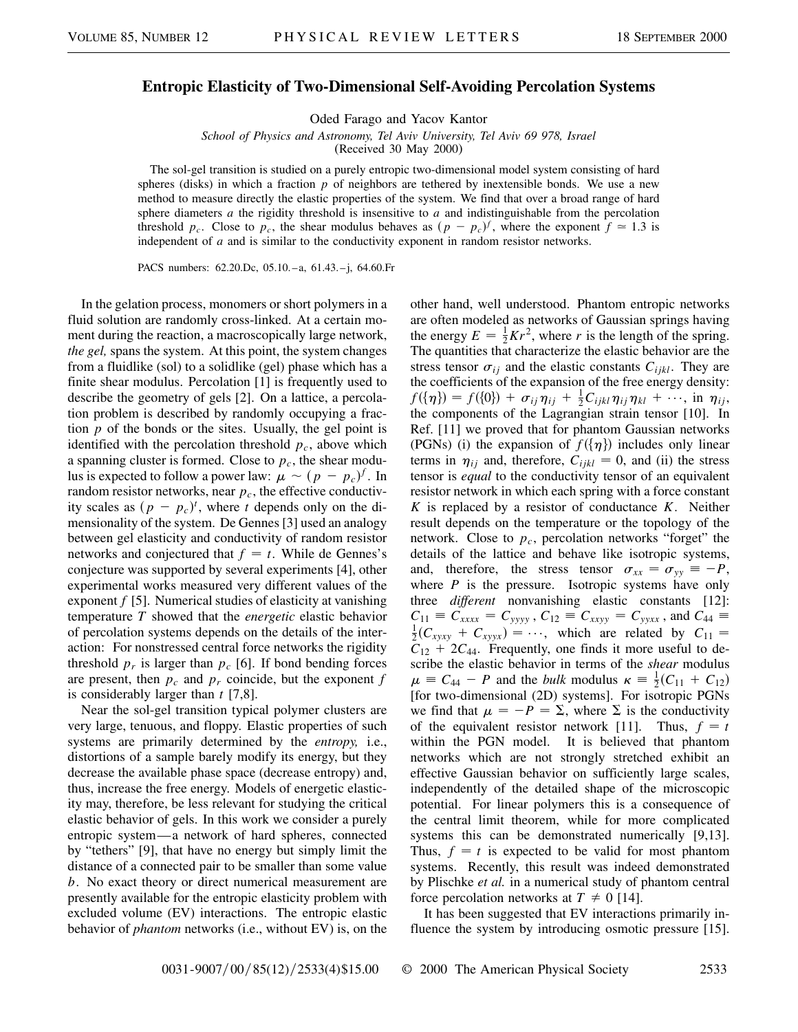# Entropic Elasticity of Two-Dimensional Self-Avoiding Percolation Systems

Oded Farago and Yacov Kantor

*School of Physics and Astronomy, Tel Aviv University, Tel Aviv 69 978, Israel*

(Received 30 May 2000)

The sol-gel transition is studied on a purely entropic two-dimensional model system consisting of hard spheres (disks) in which a fraction $p$ of neighbors are tethered by inextensible bonds. We use a new method to measure directly the elastic properties of the system. We find that over a broad range of hard sphere diameters $a$ the rigidity threshold is insensitive to $a$ and indistinguishable from the percolation threshold $p_c$. Close to $p_c$, the shear modulus behaves as $(p - p_c)^f$, where the exponent $f \simeq 1.3$ is independent of $a$ and is similar to the conductivity exponent in random resistor networks.

PACS numbers: 62.20.Dc, 05.10.–a, 61.43.–j, 64.60.Fr

In the gelation process, monomers or short polymers in a fluid solution are randomly cross-linked. At a certain moment during the reaction, a macroscopically large network, *the gel,* spans the system. At this point, the system changes from a fluidlike (sol) to a solidlike (gel) phase which has a finite shear modulus. Percolation [1] is frequently used to describe the geometry of gels [2]. On a lattice, a percolation problem is described by randomly occupying a fraction $p$ of the bonds or the sites. Usually, the gel point is identified with the percolation threshold $p_c$, above which a spanning cluster is formed. Close to $p_c$, the shear modulus is expected to follow a power law: $\mu \sim (p - p_c)^f$. In random resistor networks, near $p_c$, the effective conductivity scales as $(p - p_c)^t$, where $t$ depends only on the dimensionality of the system. De Gennes [3] used an analogy between gel elasticity and conductivity of random resistor networks and conjectured that $f = t$. While de Gennes's conjecture was supported by several experiments [4], other experimental works measured very different values of the exponent $f$ [5]. Numerical studies of elasticity at vanishing temperature $T$ showed that the *energetic* elastic behavior of percolation systems depends on the details of the interaction: For nonstressed central force networks the rigidity threshold $p_r$ is larger than $p_c$ [6]. If bond bending forces are present, then $p_c$ and $p_r$ coincide, but the exponent $f$ is considerably larger than $t$ [7,8].

Near the sol-gel transition typical polymer clusters are very large, tenuous, and floppy. Elastic properties of such systems are primarily determined by the *entropy,* i.e., distortions of a sample barely modify its energy, but they decrease the available phase space (decrease entropy) and, thus, increase the free energy. Models of energetic elasticity may, therefore, be less relevant for studying the critical elastic behavior of gels. In this work we consider a purely entropic system—a network of hard spheres, connected by "tethers" [9], that have no energy but simply limit the distance of a connected pair to be smaller than some value $b$. No exact theory or direct numerical measurement are presently available for the entropic elasticity problem with excluded volume (EV) interactions. The entropic elastic behavior of *phantom* networks (i.e., without EV) is, on the other hand, well understood. Phantom entropic networks are often modeled as networks of Gaussian springs having the energy $E = \frac{1}{2}Kr^2$, where $r$ is the length of the spring. The quantities that characterize the elastic behavior are the stress tensor $\sigma_{ij}$ and the elastic constants $C_{ijkl}$. They are the coefficients of the expansion of the free energy density: $f(\{\eta\}) = f(\{0\}) + \sigma_{ij}\eta_{ij} + \frac{1}{2}C_{ijkl}\eta_{ij}\eta_{kl} + \cdots$, in $\eta_{ij}$, the components of the Lagrangian strain tensor [10]. In Ref. [11] we proved that for phantom Gaussian networks (PGNs) (i) the expansion of $f(\{\eta\})$ includes only linear terms in $\eta_{ij}$ and, therefore, $C_{ijkl} = 0$, and (ii) the stress tensor is *equal* to the conductivity tensor of an equivalent resistor network in which each spring with a force constant $K$ is replaced by a resistor of conductance $K$. Neither result depends on the temperature or the topology of the network. Close to $p_c$, percolation networks "forget" the details of the lattice and behave like isotropic systems, and, therefore, the stress tensor $\sigma_{xx} = \sigma_{yy} \equiv -P$, where $P$ is the pressure. Isotropic systems have only three *different* nonvanishing elastic constants [12]: $C_{11} \equiv C_{xxxx} = C_{yyyy}$, $C_{12} \equiv C_{xxyy} = C_{yyxx}$, and $C_{44} \equiv \frac{1}{2}(C_{xyxy} + C_{xyyx}) = \cdots$, which are related by $C_{11} = C_{12} + 2C_{44}$. Frequently, one finds it more useful to describe the elastic behavior in terms of the *shear* modulus $\mu \equiv C_{44} - P$ and the *bulk* modulus $\kappa \equiv \frac{1}{2}(C_{11} + C_{12})$ [for two-dimensional (2D) systems]. For isotropic PGNs we find that $\mu = -P = \Sigma$, where $\Sigma$ is the conductivity of the equivalent resistor network [11]. Thus, $f = t$ within the PGN model. It is believed that phantom networks which are not strongly stretched exhibit an effective Gaussian behavior on sufficiently large scales, independently of the detailed shape of the microscopic potential. For linear polymers this is a consequence of the central limit theorem, while for more complicated systems this can be demonstrated numerically [9,13]. Thus, $f = t$ is expected to be valid for most phantom systems. Recently, this result was indeed demonstrated by Plischke *et al.* in a numerical study of phantom central force percolation networks at $T \neq 0$ [14].

It has been suggested that EV interactions primarily influence the system by introducing osmotic pressure [15].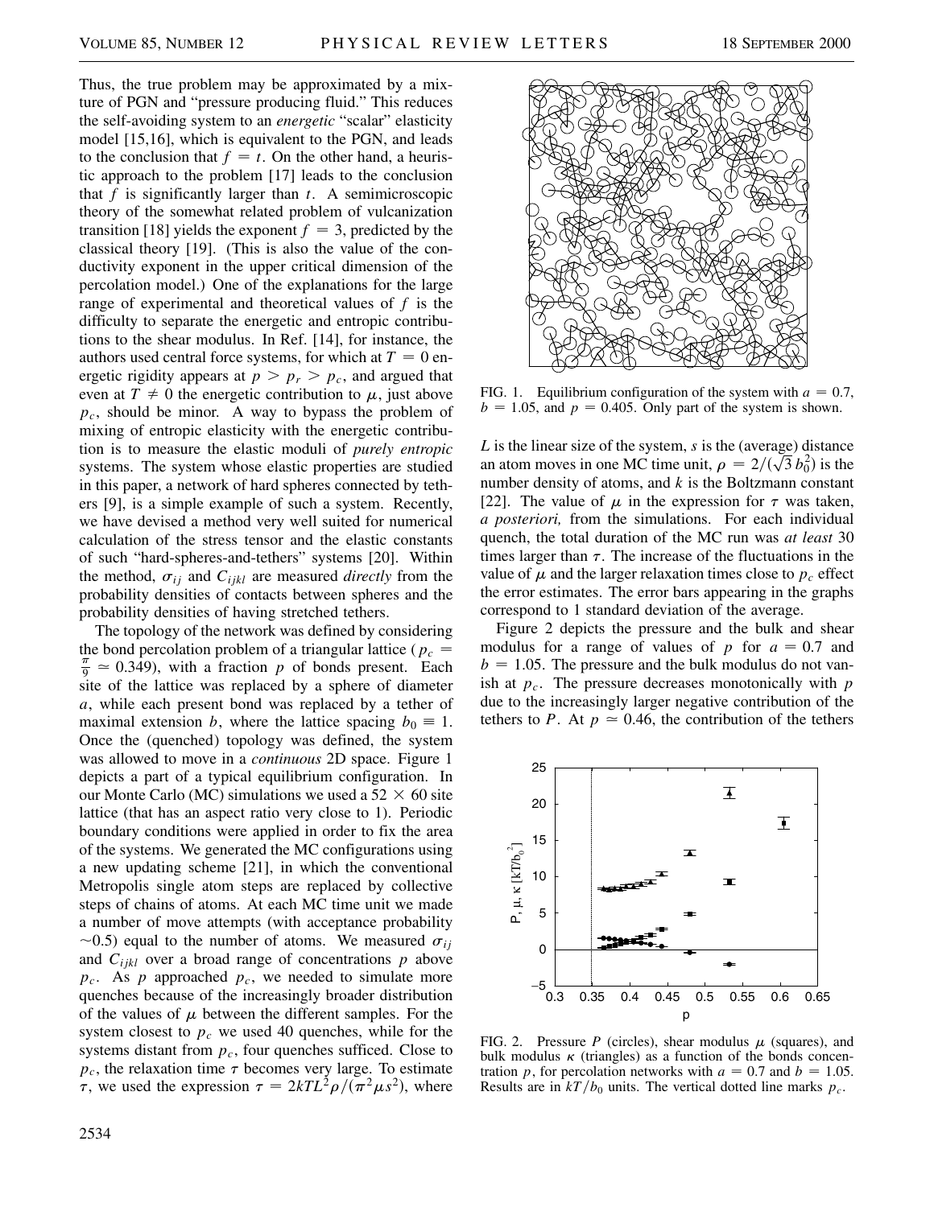Thus, the true problem may be approximated by a mixture of PGN and "pressure producing fluid." This reduces the self-avoiding system to an *energetic* "scalar" elasticity model [15,16], which is equivalent to the PGN, and leads to the conclusion that $f = t$. On the other hand, a heuristic approach to the problem [17] leads to the conclusion that $f$ is significantly larger than $t$. A semimicroscopic theory of the somewhat related problem of vulcanization transition [18] yields the exponent $f = 3$, predicted by the classical theory [19]. (This is also the value of the conductivity exponent in the upper critical dimension of the percolation model.) One of the explanations for the large range of experimental and theoretical values of $f$ is the difficulty to separate the energetic and entropic contributions to the shear modulus. In Ref. [14], for instance, the authors used central force systems, for which at $T = 0$ energetic rigidity appears at $p > p_r > p_c$, and argued that even at $T \neq 0$ the energetic contribution to $\mu$, just above $p_c$, should be minor. A way to bypass the problem of mixing of entropic elasticity with the energetic contribution is to measure the elastic moduli of *purely entropic* systems. The system whose elastic properties are studied in this paper, a network of hard spheres connected by tethers [9], is a simple example of such a system. Recently, we have devised a method very well suited for numerical calculation of the stress tensor and the elastic constants of such "hard-spheres-and-tethers" systems [20]. Within the method, $\sigma_{ij}$ and $C_{ijkl}$ are measured *directly* from the probability densities of contacts between spheres and the probability densities of having stretched tethers.

The topology of the network was defined by considering the bond percolation problem of a triangular lattice ($p_c = \frac{\pi}{9} \simeq 0.349$), with a fraction $p$ of bonds present. Each site of the lattice was replaced by a sphere of diameter $a$, while each present bond was replaced by a tether of maximal extension $b$, where the lattice spacing $b_0 \equiv 1$. Once the (quenched) topology was defined, the system was allowed to move in a *continuous* 2D space. Figure 1 depicts a part of a typical equilibrium configuration. In our Monte Carlo (MC) simulations we used a $52 \times 60$ site lattice (that has an aspect ratio very close to 1). Periodic boundary conditions were applied in order to fix the area of the systems. We generated the MC configurations using a new updating scheme [21], in which the conventional Metropolis single atom steps are replaced by collective steps of chains of atoms. At each MC time unit we made a number of move attempts (with acceptance probability $\sim 0.5$) equal to the number of atoms. We measured $\sigma_{ij}$ and $C_{ijkl}$ over a broad range of concentrations $p$ above $p_c$. As $p$ approached $p_c$, we needed to simulate more quenches because of the increasingly broader distribution of the values of $\mu$ between the different samples. For the system closest to $p_c$ we used 40 quenches, while for the systems distant from $p_c$, four quenches sufficed. Close to $p_c$, the relaxation time $\tau$ becomes very large. To estimate $\tau$, we used the expression $\tau = 2kTL^2\rho/(\pi^2\mu s^2)$, where $L$ is the linear size of the system, $s$ is the (average) distance an atom moves in one MC time unit, $\rho = 2/(\sqrt{3}\, b_0^2)$ is the number density of atoms, and $k$ is the Boltzmann constant [22]. The value of $\mu$ in the expression for $\tau$ was taken, *a posteriori,* from the simulations. For each individual quench, the total duration of the MC run was *at least* 30 times larger than $\tau$. The increase of the fluctuations in the value of $\mu$ and the larger relaxation times close to $p_c$ effect the error estimates. The error bars appearing in the graphs correspond to 1 standard deviation of the average.

FIG. 1. Equilibrium configuration of the system with $a = 0.7$, $b = 1.05$, and $p = 0.405$. Only part of the system is shown.

Figure 2 depicts the pressure and the bulk and shear modulus for a range of values of $p$ for $a = 0.7$ and $b = 1.05$. The pressure and the bulk modulus do not vanish at $p_c$. The pressure decreases monotonically with $p$ due to the increasingly larger negative contribution of the tethers to $P$. At $p \simeq 0.46$, the contribution of the tethers

FIG. 2. Pressure $P$ (circles), shear modulus $\mu$ (squares), and bulk modulus $\kappa$ (triangles) as a function of the bonds concentration $p$, for percolation networks with $a = 0.7$ and $b = 1.05$. Results are in $kT/b_0$ units. The vertical dotted line marks $p_c$.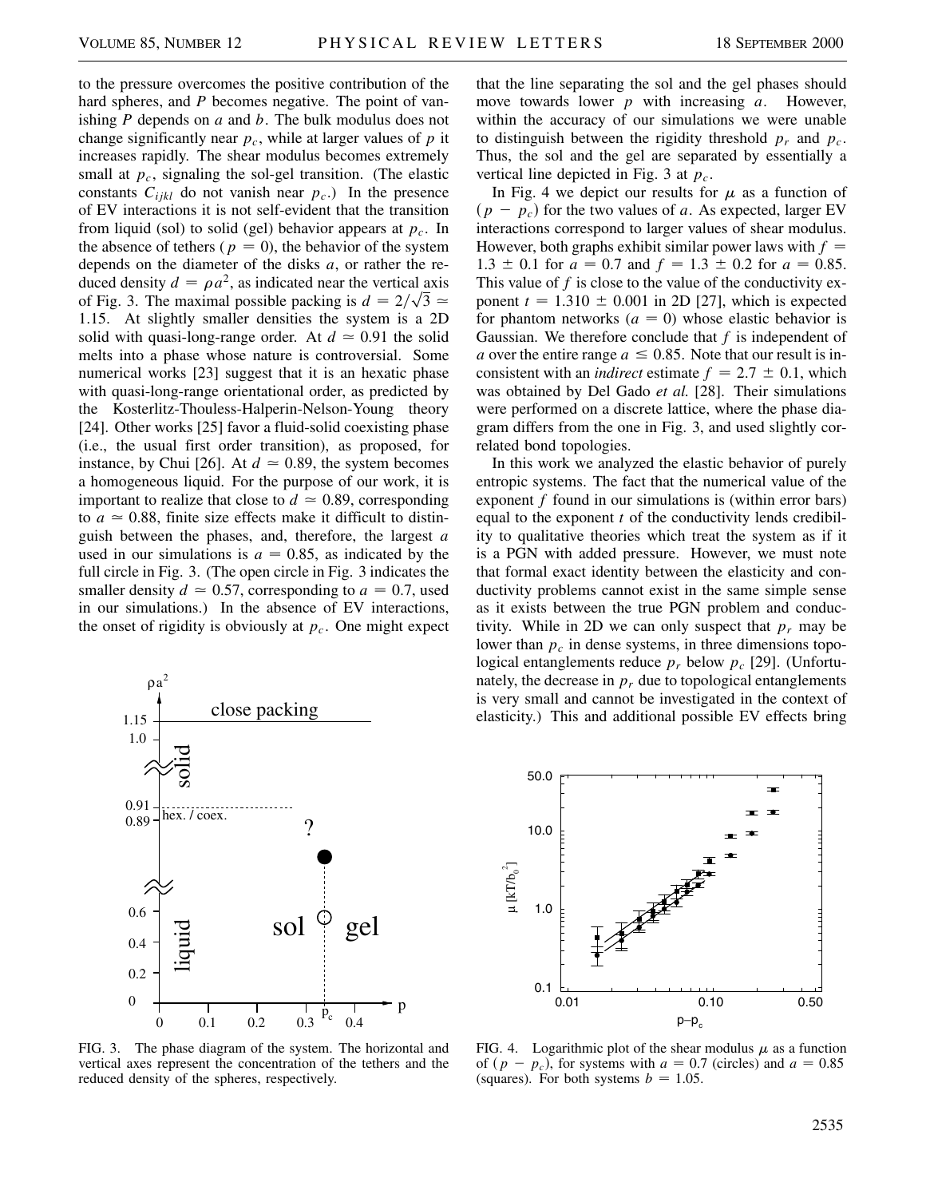to the pressure overcomes the positive contribution of the hard spheres, and $P$ becomes negative. The point of vanishing $P$ depends on $a$ and $b$. The bulk modulus does not change significantly near $p_c$, while at larger values of $p$ it increases rapidly. The shear modulus becomes extremely small at $p_c$, signaling the sol-gel transition. (The elastic constants $C_{ijkl}$ do not vanish near $p_c$.) In the presence of EV interactions it is not self-evident that the transition from liquid (sol) to solid (gel) behavior appears at $p_c$. In the absence of tethers ($p = 0$), the behavior of the system depends on the diameter of the disks $a$, or rather the reduced density $d = \rho a^2$, as indicated near the vertical axis of Fig. 3. The maximal possible packing is $d = 2/\sqrt{3} \simeq 1.15$. At slightly smaller densities the system is a 2D solid with quasi-long-range order. At $d \simeq 0.91$ the solid melts into a phase whose nature is controversial. Some numerical works [23] suggest that it is an hexatic phase with quasi-long-range orientational order, as predicted by the Kosterlitz-Thouless-Halperin-Nelson-Young theory [24]. Other works [25] favor a fluid-solid coexisting phase (i.e., the usual first order transition), as proposed, for instance, by Chui [26]. At $d \simeq 0.89$, the system becomes a homogeneous liquid. For the purpose of our work, it is important to realize that close to $d \simeq 0.89$, corresponding to $a \simeq 0.88$, finite size effects make it difficult to distinguish between the phases, and, therefore, the largest $a$ used in our simulations is $a = 0.85$, as indicated by the full circle in Fig. 3. (The open circle in Fig. 3 indicates the smaller density $d \simeq 0.57$, corresponding to $a = 0.7$, used in our simulations.) In the absence of EV interactions, the onset of rigidity is obviously at $p_c$. One might expect that the line separating the sol and the gel phases should move towards lower $p$ with increasing $a$. However, within the accuracy of our simulations we were unable to distinguish between the rigidity threshold $p_r$ and $p_c$. Thus, the sol and the gel are separated by essentially a vertical line depicted in Fig. 3 at $p_c$.

FIG. 3. The phase diagram of the system. The horizontal and vertical axes represent the concentration of the tethers and the reduced density of the spheres, respectively.

In Fig. 4 we depict our results for $\mu$ as a function of $(p - p_c)$ for the two values of $a$. As expected, larger EV interactions correspond to larger values of shear modulus. However, both graphs exhibit similar power laws with $f = 1.3 \pm 0.1$ for $a = 0.7$ and $f = 1.3 \pm 0.2$ for $a = 0.85$. This value of $f$ is close to the value of the conductivity exponent $t = 1.310 \pm 0.001$ in 2D [27], which is expected for phantom networks ($a = 0$) whose elastic behavior is Gaussian. We therefore conclude that $f$ is independent of $a$ over the entire range $a \leq 0.85$. Note that our result is inconsistent with an *indirect* estimate $f = 2.7 \pm 0.1$, which was obtained by Del Gado *et al.* [28]. Their simulations were performed on a discrete lattice, where the phase diagram differs from the one in Fig. 3, and used slightly correlated bond topologies.

In this work we analyzed the elastic behavior of purely entropic systems. The fact that the numerical value of the exponent $f$ found in our simulations is (within error bars) equal to the exponent $t$ of the conductivity lends credibility to qualitative theories which treat the system as if it is a PGN with added pressure. However, we must note that formal exact identity between the elasticity and conductivity problems cannot exist in the same simple sense as it exists between the true PGN problem and conductivity. While in 2D we can only suspect that $p_r$ may be lower than $p_c$ in dense systems, in three dimensions topological entanglements reduce $p_r$ below $p_c$ [29]. (Unfortunately, the decrease in $p_r$ due to topological entanglements is very small and cannot be investigated in the context of elasticity.) This and additional possible EV effects bring

FIG. 4. Logarithmic plot of the shear modulus $\mu$ as a function of $(p - p_c)$, for systems with $a = 0.7$ (circles) and $a = 0.85$ (squares). For both systems $b = 1.05$.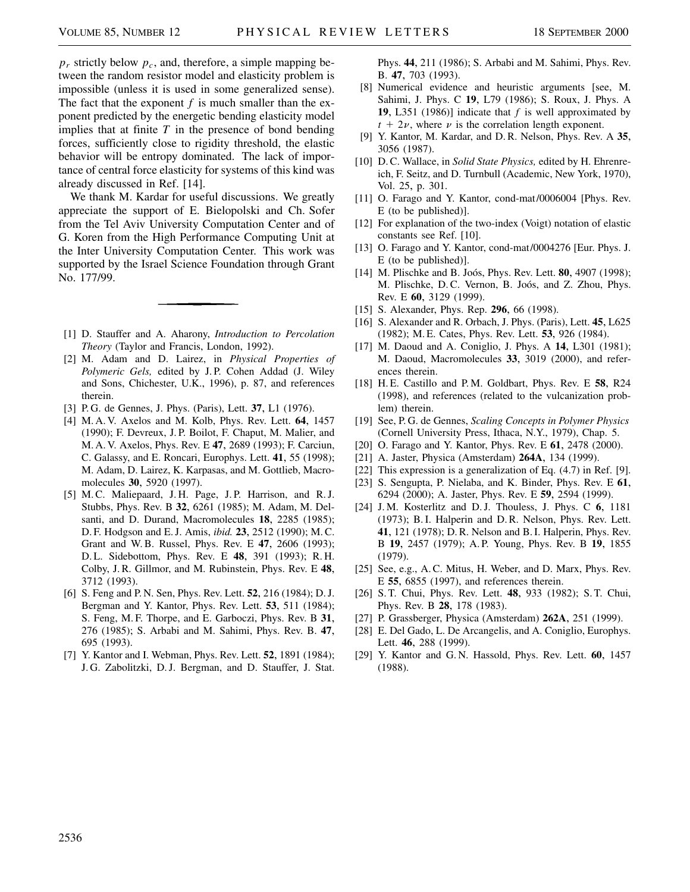$p_r$ strictly below $p_c$, and, therefore, a simple mapping between the random resistor model and elasticity problem is impossible (unless it is used in some generalized sense). The fact that the exponent $f$ is much smaller than the exponent predicted by the energetic bending elasticity model implies that at finite $T$ in the presence of bond bending forces, sufficiently close to rigidity threshold, the elastic behavior will be entropy dominated. The lack of importance of central force elasticity for systems of this kind was already discussed in Ref. [14].

We thank M. Kardar for useful discussions. We greatly appreciate the support of E. Bielopolski and Ch. Sofer from the Tel Aviv University Computation Center and of G. Koren from the High Performance Computing Unit at the Inter University Computation Center. This work was supported by the Israel Science Foundation through Grant No. 177/99.

---

[1] D. Stauffer and A. Aharony, *Introduction to Percolation Theory* (Taylor and Francis, London, 1992).

[2] M. Adam and D. Lairez, in *Physical Properties of Polymeric Gels,* edited by J. P. Cohen Addad (J. Wiley and Sons, Chichester, U.K., 1996), p. 87, and references therein.

[3] P. G. de Gennes, J. Phys. (Paris), Lett. **37**, L1 (1976).

[4] M. A. V. Axelos and M. Kolb, Phys. Rev. Lett. **64**, 1457 (1990); F. Devreux, J. P. Boilot, F. Chaput, M. Malier, and M. A. V. Axelos, Phys. Rev. E **47**, 2689 (1993); F. Carciun, C. Galassy, and E. Roncari, Europhys. Lett. **41**, 55 (1998); M. Adam, D. Lairez, K. Karpasas, and M. Gottlieb, Macromolecules **30**, 5920 (1997).

[5] M. C. Maliepaard, J. H. Page, J. P. Harrison, and R. J. Stubbs, Phys. Rev. B **32**, 6261 (1985); M. Adam, M. Delsanti, and D. Durand, Macromolecules **18**, 2285 (1985); D. F. Hodgson and E. J. Amis, *ibid.* **23**, 2512 (1990); M. C. Grant and W. B. Russel, Phys. Rev. E **47**, 2606 (1993); D. L. Sidebottom, Phys. Rev. E **48**, 391 (1993); R. H. Colby, J. R. Gillmor, and M. Rubinstein, Phys. Rev. E **48**, 3712 (1993).

[6] S. Feng and P. N. Sen, Phys. Rev. Lett. **52**, 216 (1984); D. J. Bergman and Y. Kantor, Phys. Rev. Lett. **53**, 511 (1984); S. Feng, M. F. Thorpe, and E. Garboczi, Phys. Rev. B **31**, 276 (1985); S. Arbabi and M. Sahimi, Phys. Rev. B. **47**, 695 (1993).

[7] Y. Kantor and I. Webman, Phys. Rev. Lett. **52**, 1891 (1984); J. G. Zabolitzki, D. J. Bergman, and D. Stauffer, J. Stat. Phys. **44**, 211 (1986); S. Arbabi and M. Sahimi, Phys. Rev. B. **47**, 703 (1993).

[8] Numerical evidence and heuristic arguments [see, M. Sahimi, J. Phys. C **19**, L79 (1986); S. Roux, J. Phys. A **19**, L351 (1986)] indicate that $f$ is well approximated by $t + 2\nu$, where $\nu$ is the correlation length exponent.

[9] Y. Kantor, M. Kardar, and D. R. Nelson, Phys. Rev. A **35**, 3056 (1987).

[10] D. C. Wallace, in *Solid State Physics,* edited by H. Ehrenreich, F. Seitz, and D. Turnbull (Academic, New York, 1970), Vol. 25, p. 301.

[11] O. Farago and Y. Kantor, cond-mat/0006004 [Phys. Rev. E (to be published)].

[12] For explanation of the two-index (Voigt) notation of elastic constants see Ref. [10].

[13] O. Farago and Y. Kantor, cond-mat/0004276 [Eur. Phys. J. E (to be published)].

[14] M. Plischke and B. Joós, Phys. Rev. Lett. **80**, 4907 (1998); M. Plischke, D. C. Vernon, B. Joós, and Z. Zhou, Phys. Rev. E **60**, 3129 (1999).

[15] S. Alexander, Phys. Rep. **296**, 66 (1998).

[16] S. Alexander and R. Orbach, J. Phys. (Paris), Lett. **45**, L625 (1982); M. E. Cates, Phys. Rev. Lett. **53**, 926 (1984).

[17] M. Daoud and A. Coniglio, J. Phys. A **14**, L301 (1981); M. Daoud, Macromolecules **33**, 3019 (2000), and references therein.

[18] H. E. Castillo and P. M. Goldbart, Phys. Rev. E **58**, R24 (1998), and references (related to the vulcanization problem) therein.

[19] See, P. G. de Gennes, *Scaling Concepts in Polymer Physics* (Cornell University Press, Ithaca, N.Y., 1979), Chap. 5.

[20] O. Farago and Y. Kantor, Phys. Rev. E **61**, 2478 (2000).

[21] A. Jaster, Physica (Amsterdam) **264A**, 134 (1999).

[22] This expression is a generalization of Eq. (4.7) in Ref. [9].

[23] S. Sengupta, P. Nielaba, and K. Binder, Phys. Rev. E **61**, 6294 (2000); A. Jaster, Phys. Rev. E **59**, 2594 (1999).

[24] J. M. Kosterlitz and D. J. Thouless, J. Phys. C **6**, 1181 (1973); B. I. Halperin and D. R. Nelson, Phys. Rev. Lett. **41**, 121 (1978); D. R. Nelson and B. I. Halperin, Phys. Rev. B **19**, 2457 (1979); A. P. Young, Phys. Rev. B **19**, 1855 (1979).

[25] See, e.g., A. C. Mitus, H. Weber, and D. Marx, Phys. Rev. E **55**, 6855 (1997), and references therein.

[26] S. T. Chui, Phys. Rev. Lett. **48**, 933 (1982); S. T. Chui, Phys. Rev. B **28**, 178 (1983).

[27] P. Grassberger, Physica (Amsterdam) **262A**, 251 (1999).

[28] E. Del Gado, L. De Arcangelis, and A. Coniglio, Europhys. Lett. **46**, 288 (1999).

[29] Y. Kantor and G. N. Hassold, Phys. Rev. Lett. **60**, 1457 (1988).